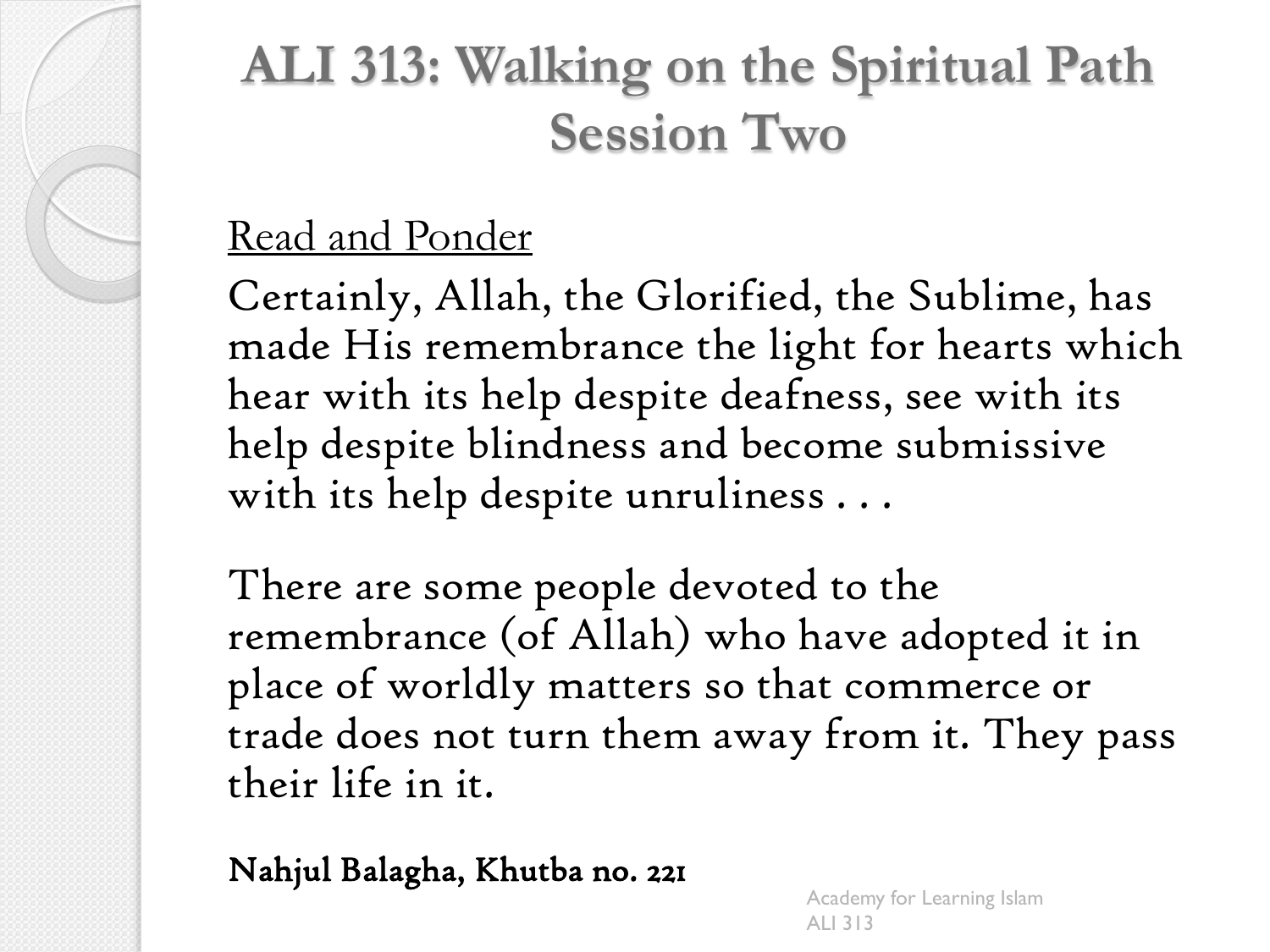# ALI 313: Walking on the Spiritual Path Session Two

Read and Ponder

Certainly, Allah, the Glorified, the Sublime, has made His remembrance the light for hearts which hear with its help despite deafness, see with its help despite blindness and become submissive with its help despite unruliness . . .

There are some people devoted to the remembrance (of Allah) who have adopted it in place of worldly matters so that commerce or trade does not turn them away from it. They pass their life in it.

**Nahjul Balagha, Khutba no. 221**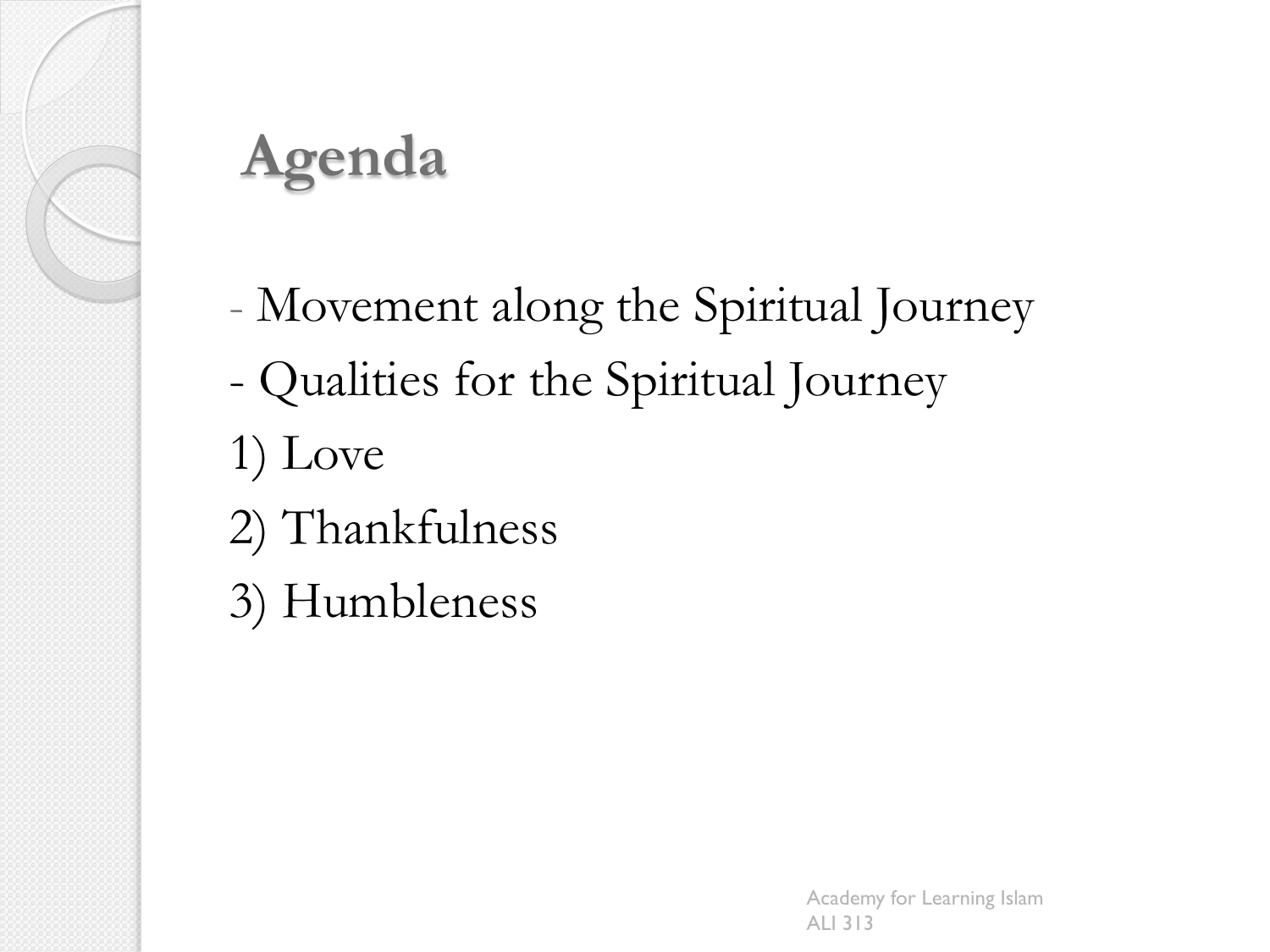# Agenda

- Movement along the Spiritual Journey
- Qualities for the Spiritual Journey

1) Love
2) Thankfulness
3) Humbleness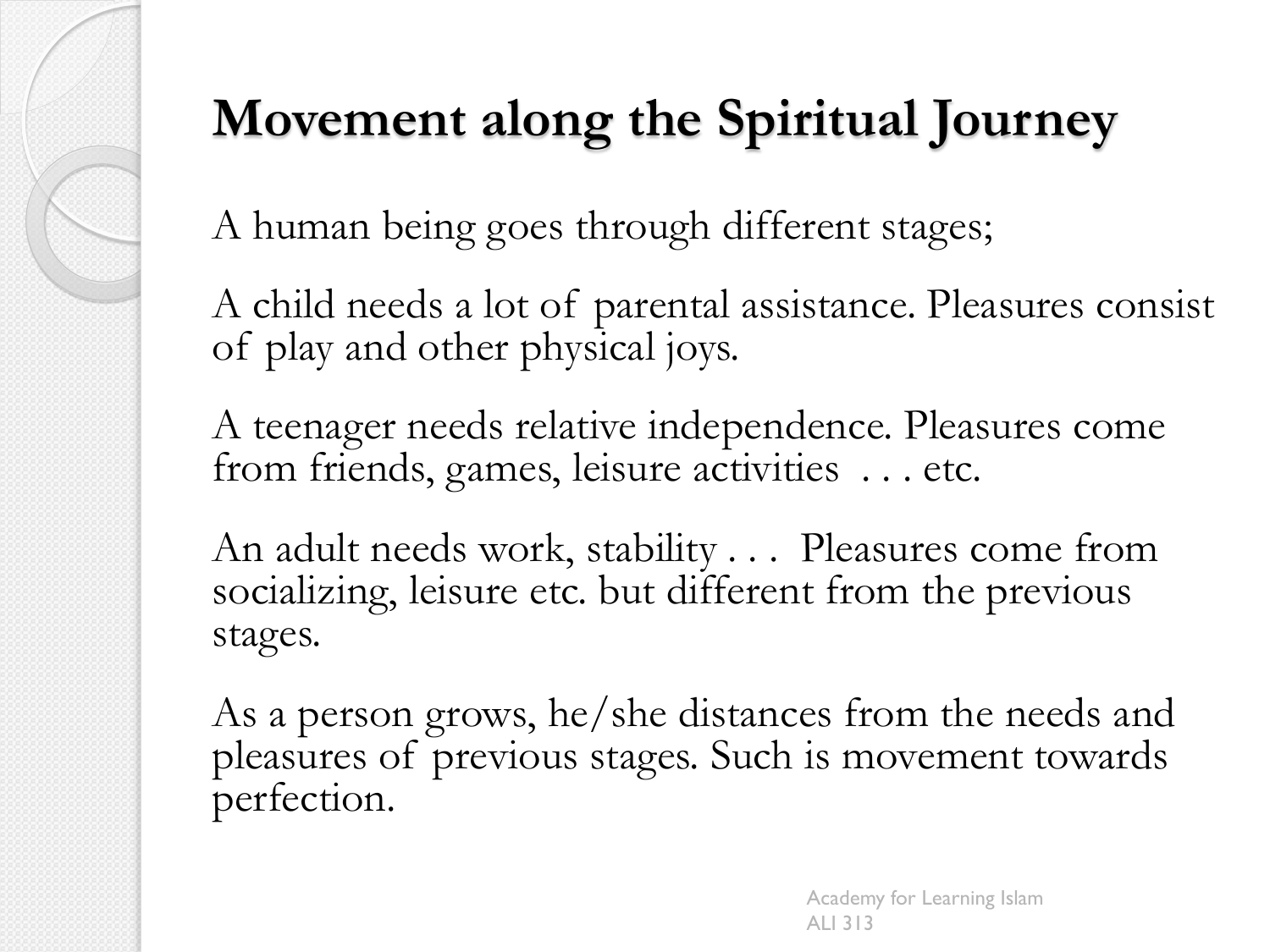# Movement along the Spiritual Journey

A human being goes through different stages;

A child needs a lot of parental assistance. Pleasures consist of play and other physical joys.

A teenager needs relative independence. Pleasures come from friends, games, leisure activities . . . etc.

An adult needs work, stability . . . Pleasures come from socializing, leisure etc. but different from the previous stages.

As a person grows, he/she distances from the needs and pleasures of previous stages. Such is movement towards perfection.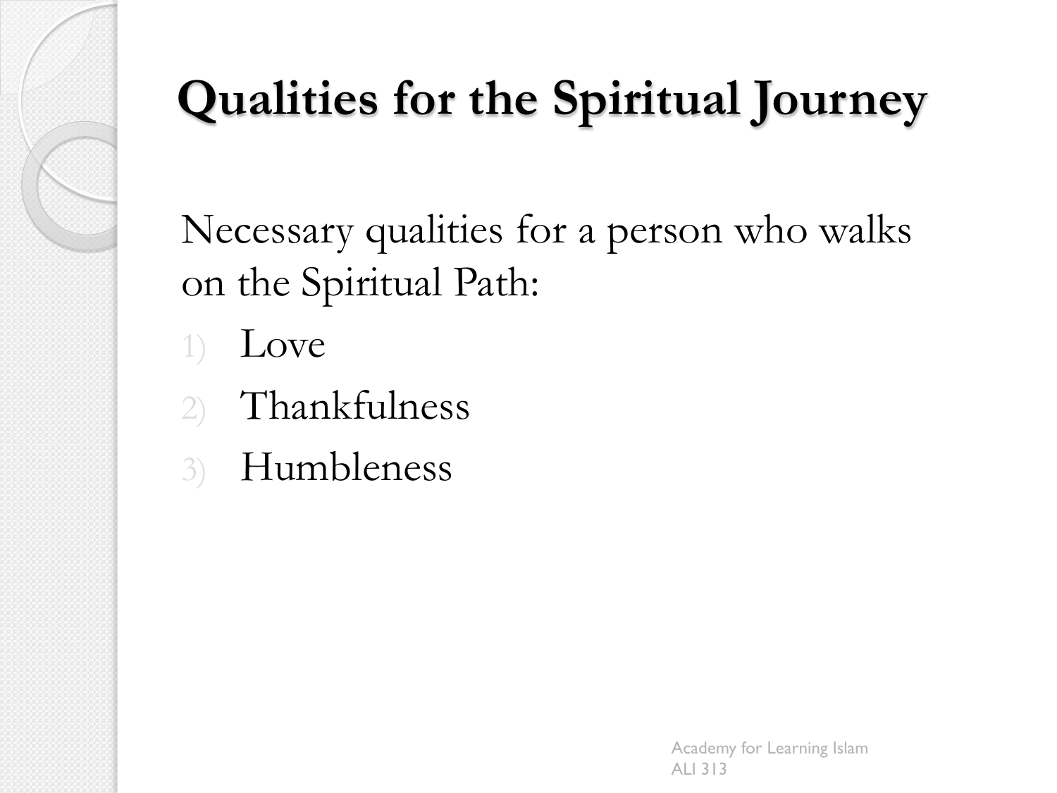# Qualities for the Spiritual Journey

Necessary qualities for a person who walks on the Spiritual Path:

1) Love
2) Thankfulness
3) Humbleness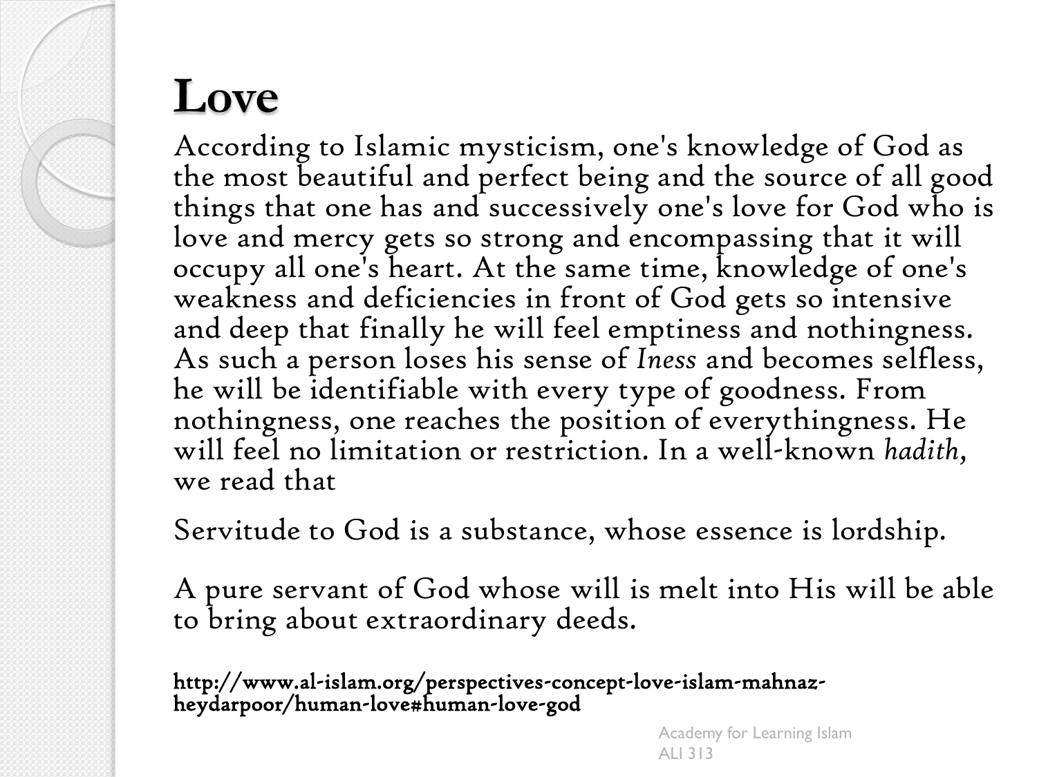# Love

According to Islamic mysticism, one's knowledge of God as the most beautiful and perfect being and the source of all good things that one has and successively one's love for God who is love and mercy gets so strong and encompassing that it will occupy all one's heart. At the same time, knowledge of one's weakness and deficiencies in front of God gets so intensive and deep that finally he will feel emptiness and nothingness. As such a person loses his sense of *Iness* and becomes selfless, he will be identifiable with every type of goodness. From nothingness, one reaches the position of everythingness. He will feel no limitation or restriction. In a well-known *hadith*, we read that

Servitude to God is a substance, whose essence is lordship.

A pure servant of God whose will is melt into His will be able to bring about extraordinary deeds.

**http://www.al-islam.org/perspectives-concept-love-islam-mahnaz-heydarpoor/human-love#human-love-god**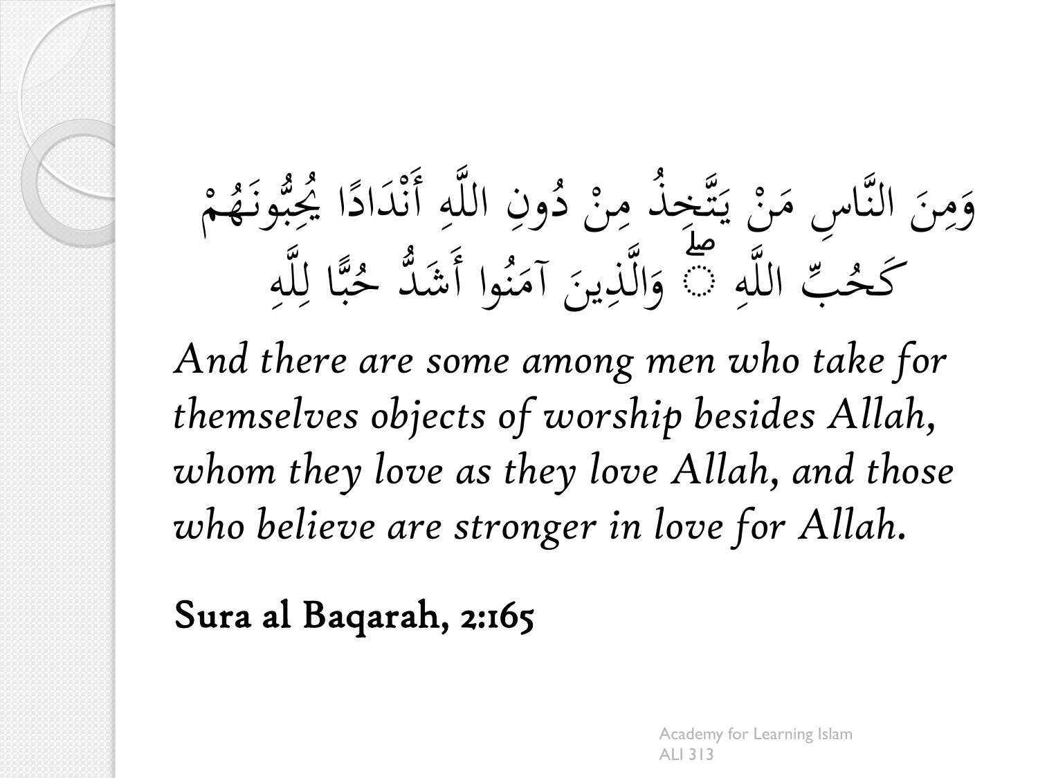وَمِنَ النَّاسِ مَنْ يَتَّخِذُ مِنْ دُونِ اللَّهِ أَنْدَادًا يُحِبُّونَهُمْ كَحُبِّ اللَّهِ ۖ وَالَّذِينَ آمَنُوا أَشَدُّ حُبًّا لِلَّهِ

*And there are some among men who take for themselves objects of worship besides Allah, whom they love as they love Allah, and those who believe are stronger in love for Allah.*

Sura al Baqarah, 2:165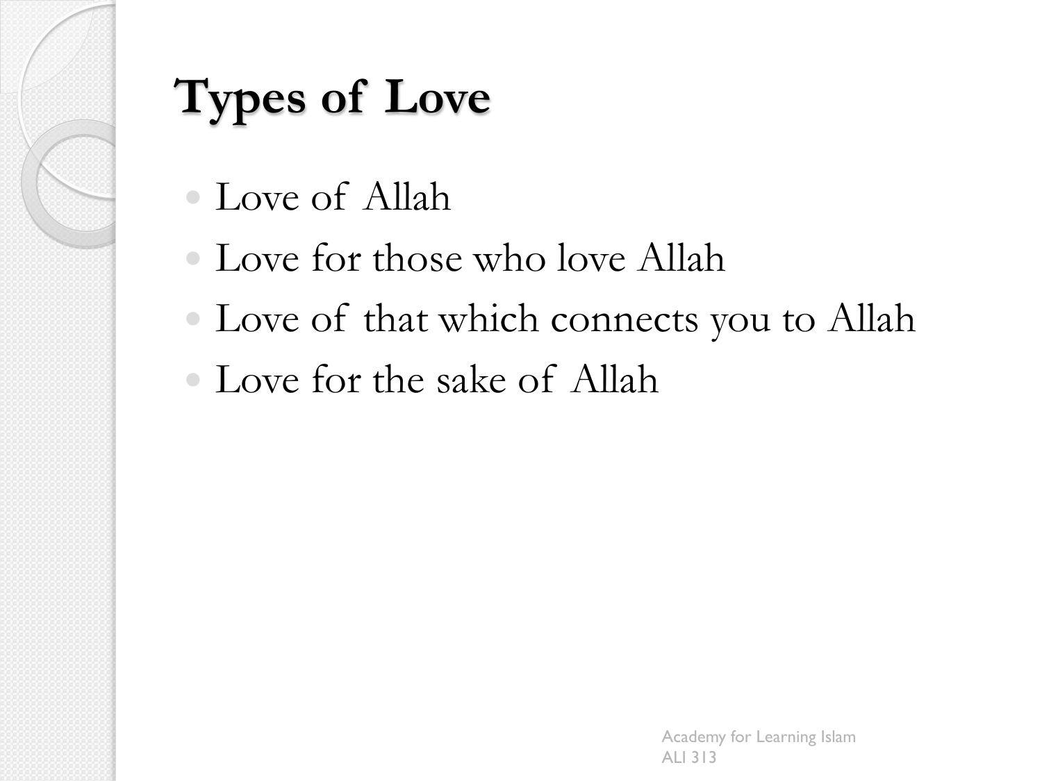# Types of Love

- Love of Allah
- Love for those who love Allah
- Love of that which connects you to Allah
- Love for the sake of Allah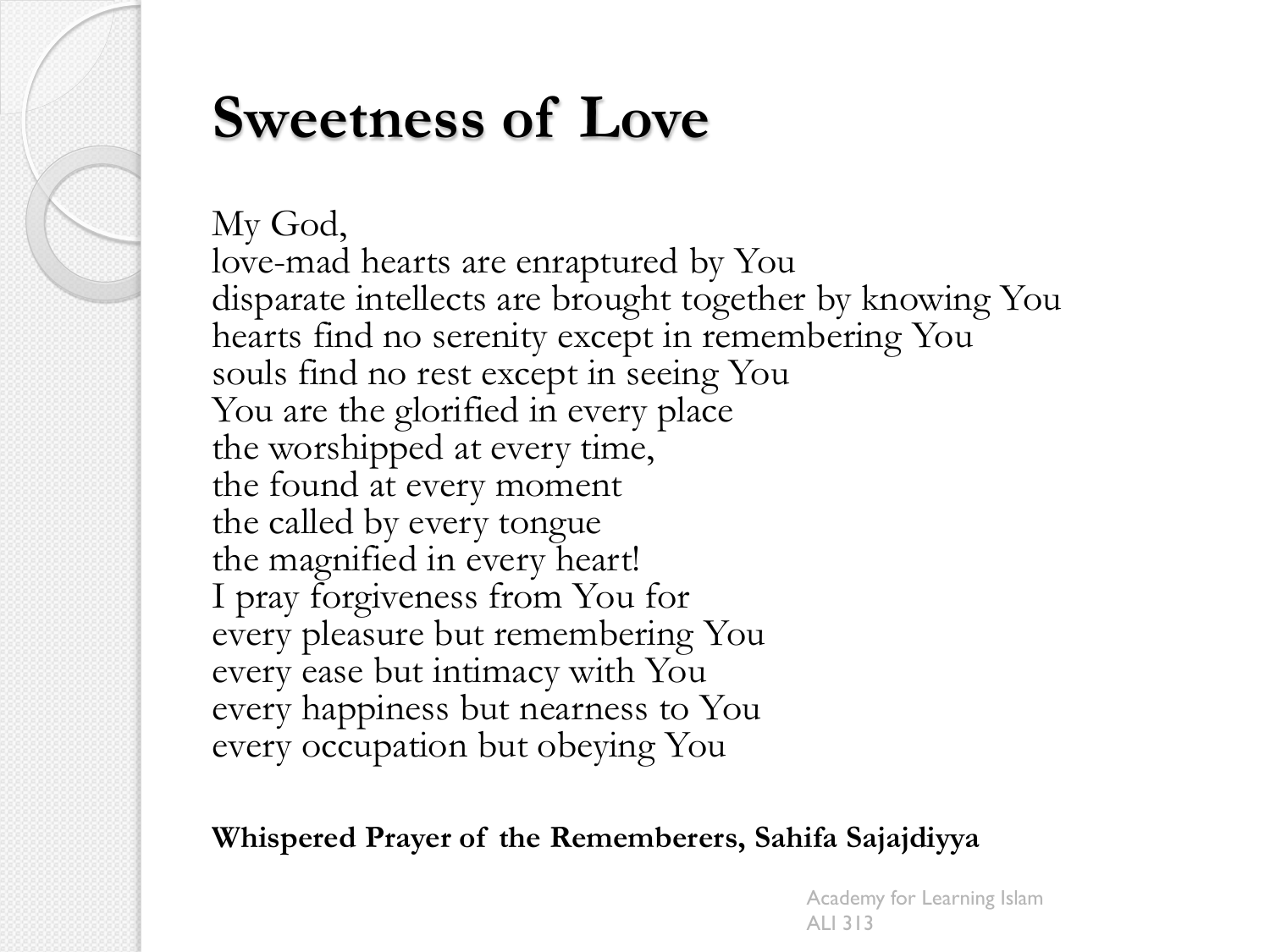# Sweetness of Love

My God,
love-mad hearts are enraptured by You
disparate intellects are brought together by knowing You
hearts find no serenity except in remembering You
souls find no rest except in seeing You
You are the glorified in every place
the worshipped at every time,
the found at every moment
the called by every tongue
the magnified in every heart!
I pray forgiveness from You for
every pleasure but remembering You
every ease but intimacy with You
every happiness but nearness to You
every occupation but obeying You

**Whispered Prayer of the Rememberers, Sahifa Sajajdiyya**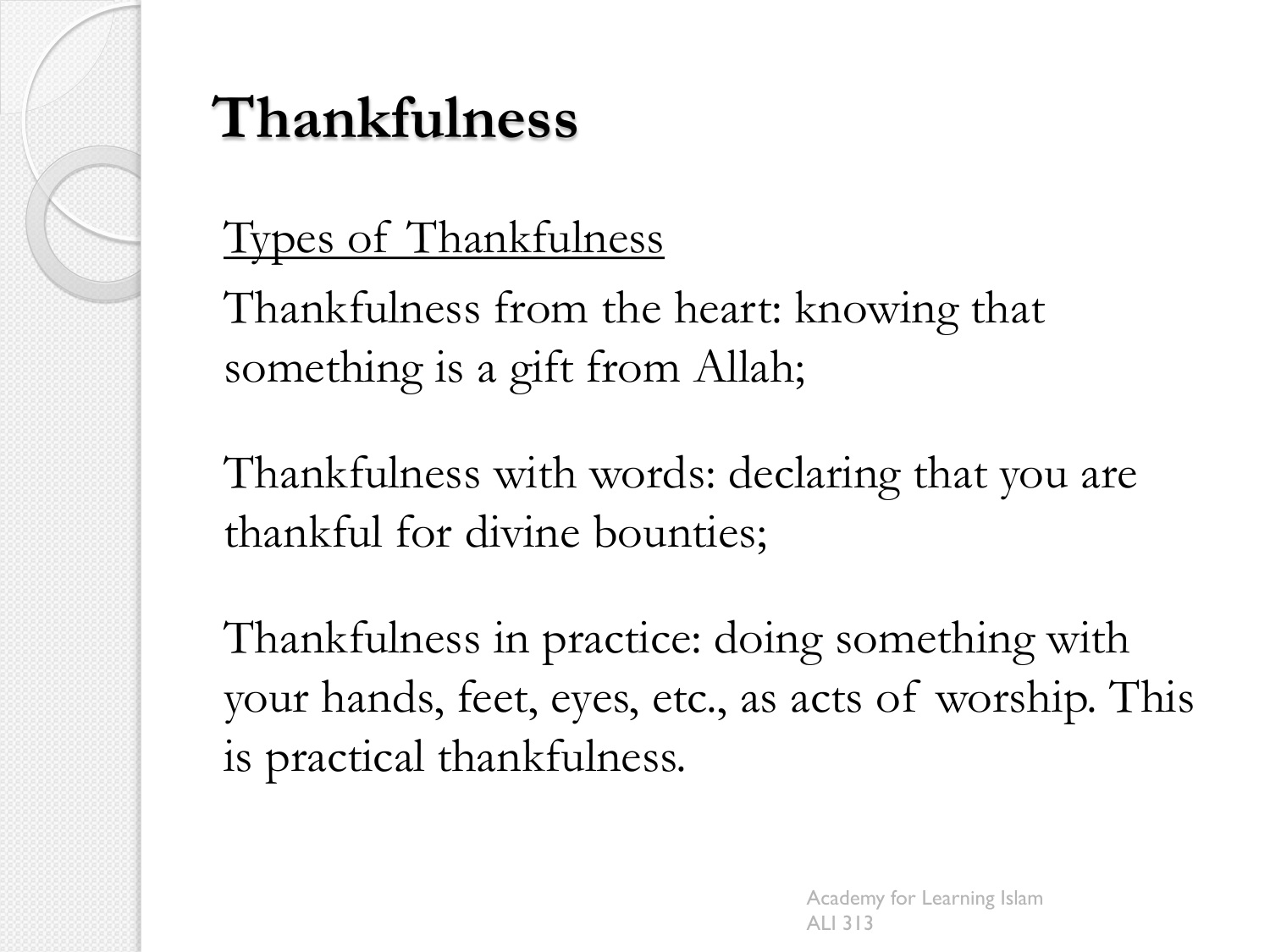# Thankfulness

<u>Types of Thankfulness</u>

Thankfulness from the heart: knowing that something is a gift from Allah;

Thankfulness with words: declaring that you are thankful for divine bounties;

Thankfulness in practice: doing something with your hands, feet, eyes, etc., as acts of worship. This is practical thankfulness.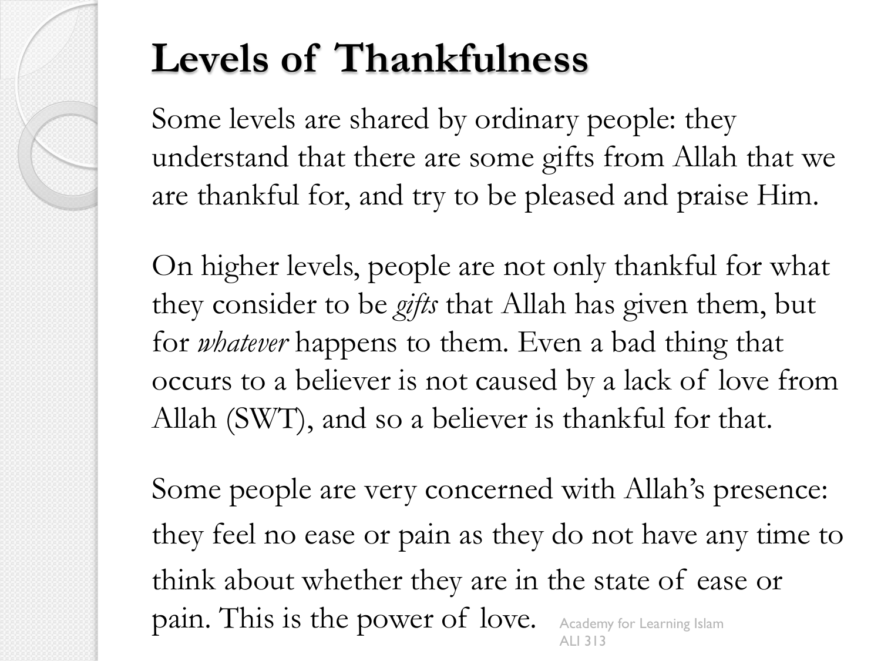# Levels of Thankfulness

Some levels are shared by ordinary people: they understand that there are some gifts from Allah that we are thankful for, and try to be pleased and praise Him.

On higher levels, people are not only thankful for what they consider to be *gifts* that Allah has given them, but for *whatever* happens to them. Even a bad thing that occurs to a believer is not caused by a lack of love from Allah (SWT), and so a believer is thankful for that.

Some people are very concerned with Allah's presence: they feel no ease or pain as they do not have any time to think about whether they are in the state of ease or pain. This is the power of love.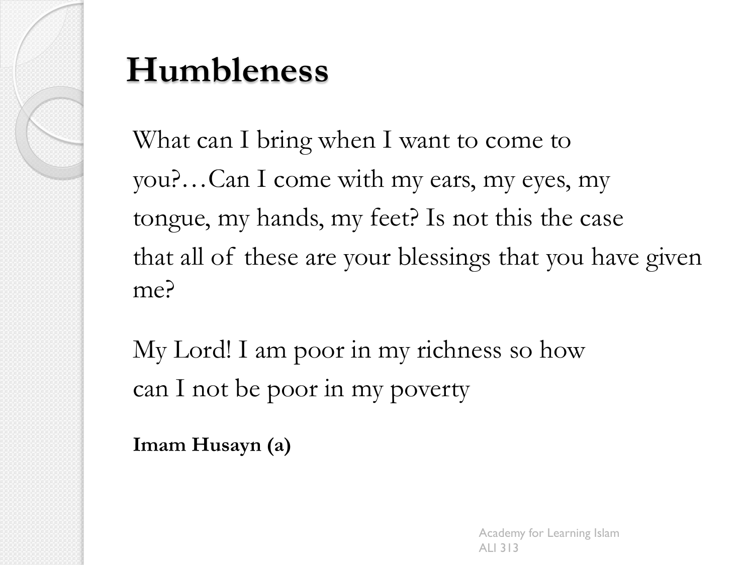# Humbleness

What can I bring when I want to come to you?…Can I come with my ears, my eyes, my tongue, my hands, my feet? Is not this the case that all of these are your blessings that you have given me?

My Lord! I am poor in my richness so how can I not be poor in my poverty

**Imam Husayn (a)**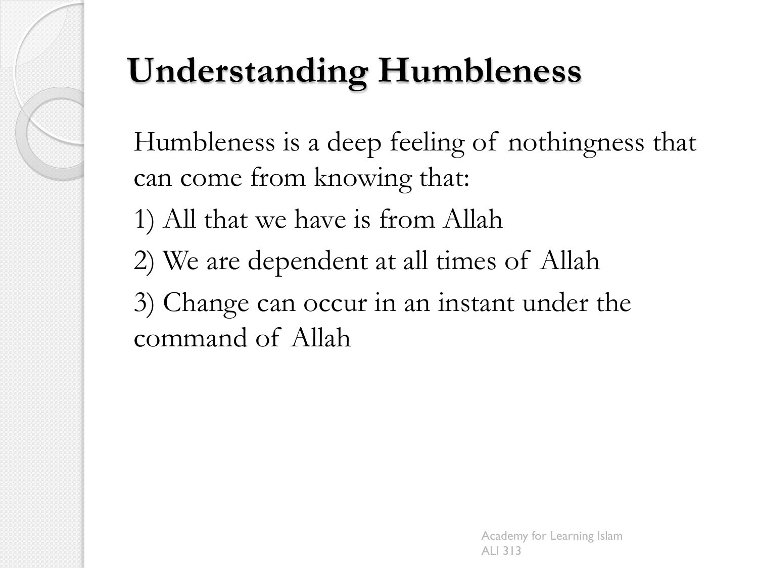# Understanding Humbleness

Humbleness is a deep feeling of nothingness that can come from knowing that:

1) All that we have is from Allah
2) We are dependent at all times of Allah
3) Change can occur in an instant under the command of Allah